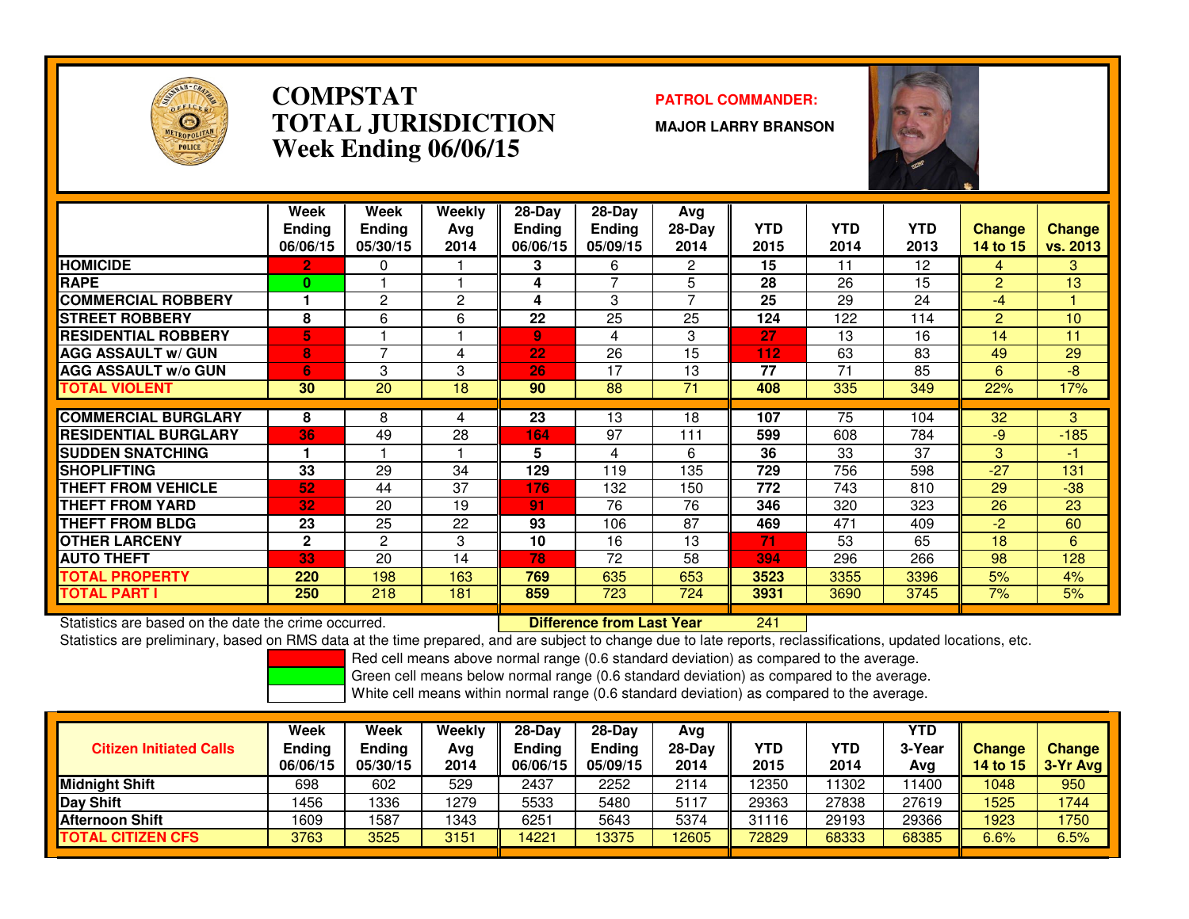# COMPSTAT
# TOTAL JURISDICTION
## Week Ending 06/06/15

**PATROL COMMANDER:**

**MAJOR LARRY BRANSON**

| | Week Ending 06/06/15 | Week Ending 05/30/15 | Weekly Avg 2014 | 28-Day Ending 06/06/15 | 28-Day Ending 05/09/15 | Avg 28-Day 2014 | YTD 2015 | YTD 2014 | YTD 2013 | Change 14 to 15 | Change vs. 2013 |
|---|---|---|---|---|---|---|---|---|---|---|---|
| HOMICIDE | 2 | 0 | 1 | 3 | 6 | 2 | 15 | 11 | 12 | 4 | 3 |
| RAPE | 0 | 1 | 1 | 4 | 7 | 5 | 28 | 26 | 15 | 2 | 13 |
| COMMERCIAL ROBBERY | 1 | 2 | 2 | 4 | 3 | 7 | 25 | 29 | 24 | -4 | 1 |
| STREET ROBBERY | 8 | 6 | 6 | 22 | 25 | 25 | 124 | 122 | 114 | 2 | 10 |
| RESIDENTIAL ROBBERY | 5 | 1 | 1 | 9 | 4 | 3 | 27 | 13 | 16 | 14 | 11 |
| AGG ASSAULT w/ GUN | 8 | 7 | 4 | 22 | 26 | 15 | 112 | 63 | 83 | 49 | 29 |
| AGG ASSAULT w/o GUN | 6 | 3 | 3 | 26 | 17 | 13 | 77 | 71 | 85 | 6 | -8 |
| TOTAL VIOLENT | 30 | 20 | 18 | 90 | 88 | 71 | 408 | 335 | 349 | 22% | 17% |
| COMMERCIAL BURGLARY | 8 | 8 | 4 | 23 | 13 | 18 | 107 | 75 | 104 | 32 | 3 |
| RESIDENTIAL BURGLARY | 36 | 49 | 28 | 164 | 97 | 111 | 599 | 608 | 784 | -9 | -185 |
| SUDDEN SNATCHING | 1 | 1 | 1 | 5 | 4 | 6 | 36 | 33 | 37 | 3 | -1 |
| SHOPLIFTING | 33 | 29 | 34 | 129 | 119 | 135 | 729 | 756 | 598 | -27 | 131 |
| THEFT FROM VEHICLE | 52 | 44 | 37 | 176 | 132 | 150 | 772 | 743 | 810 | 29 | -38 |
| THEFT FROM YARD | 32 | 20 | 19 | 91 | 76 | 76 | 346 | 320 | 323 | 26 | 23 |
| THEFT FROM BLDG | 23 | 25 | 22 | 93 | 106 | 87 | 469 | 471 | 409 | -2 | 60 |
| OTHER LARCENY | 2 | 2 | 3 | 10 | 16 | 13 | 71 | 53 | 65 | 18 | 6 |
| AUTO THEFT | 33 | 20 | 14 | 78 | 72 | 58 | 394 | 296 | 266 | 98 | 128 |
| TOTAL PROPERTY | 220 | 198 | 163 | 769 | 635 | 653 | 3523 | 3355 | 3396 | 5% | 4% |
| TOTAL PART I | 250 | 218 | 181 | 859 | 723 | 724 | 3931 | 3690 | 3745 | 7% | 5% |

Statistics are based on the date the crime occurred. **Difference from Last Year** 241

Statistics are preliminary, based on RMS data at the time prepared, and are subject to change due to late reports, reclassifications, updated locations, etc.

Red cell means above normal range (0.6 standard deviation) as compared to the average.
Green cell means below normal range (0.6 standard deviation) as compared to the average.
White cell means within normal range (0.6 standard deviation) as compared to the average.

| Citizen Initiated Calls | Week Ending 06/06/15 | Week Ending 05/30/15 | Weekly Avg 2014 | 28-Day Ending 06/06/15 | 28-Day Ending 05/09/15 | Avg 28-Day 2014 | YTD 2015 | YTD 2014 | YTD 3-Year Avg | Change 14 to 15 | Change 3-Yr Avg |
|---|---|---|---|---|---|---|---|---|---|---|---|
| Midnight Shift | 698 | 602 | 529 | 2437 | 2252 | 2114 | 12350 | 11302 | 11400 | 1048 | 950 |
| Day Shift | 1456 | 1336 | 1279 | 5533 | 5480 | 5117 | 29363 | 27838 | 27619 | 1525 | 1744 |
| Afternoon Shift | 1609 | 1587 | 1343 | 6251 | 5643 | 5374 | 31116 | 29193 | 29366 | 1923 | 1750 |
| TOTAL CITIZEN CFS | 3763 | 3525 | 3151 | 14221 | 13375 | 12605 | 72829 | 68333 | 68385 | 6.6% | 6.5% |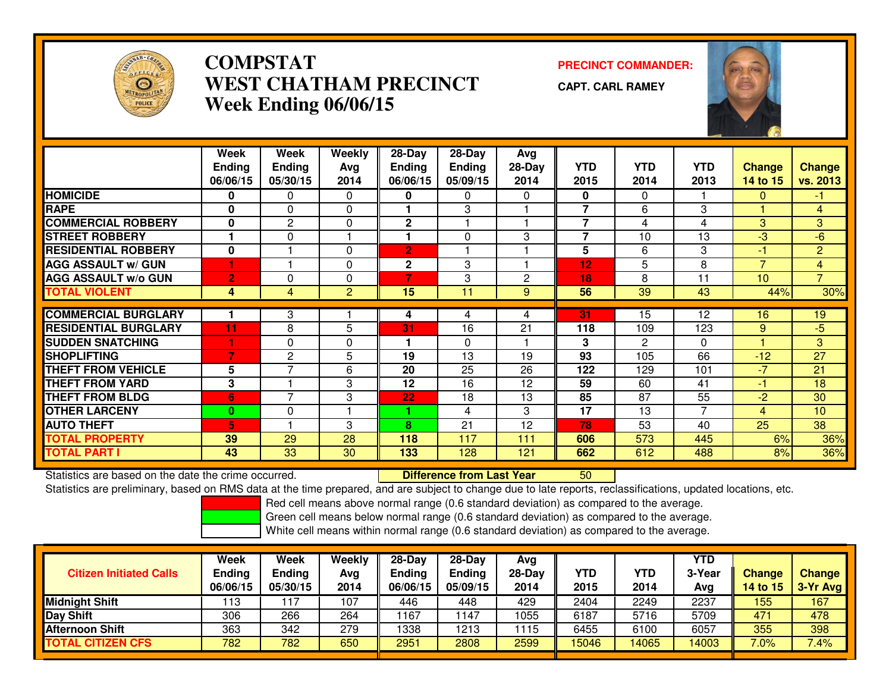# COMPSTAT
## WEST CHATHAM PRECINCT
### Week Ending 06/06/15

**PRECINCT COMMANDER:**

**CAPT. CARL RAMEY**

| | Week Ending 06/06/15 | Week Ending 05/30/15 | Weekly Avg 2014 | 28-Day Ending 06/06/15 | 28-Day Ending 05/09/15 | Avg 28-Day 2014 | YTD 2015 | YTD 2014 | YTD 2013 | Change 14 to 15 | Change vs. 2013 |
|---|---|---|---|---|---|---|---|---|---|---|---|
| HOMICIDE | 0 | 0 | 0 | 0 | 0 | 0 | 0 | 0 | 1 | 0 | -1 |
| RAPE | 0 | 0 | 0 | 1 | 3 | 1 | 7 | 6 | 3 | 1 | 4 |
| COMMERCIAL ROBBERY | 0 | 2 | 0 | 2 | 1 | 1 | 7 | 4 | 4 | 3 | 3 |
| STREET ROBBERY | 1 | 0 | 1 | 1 | 0 | 3 | 7 | 10 | 13 | -3 | -6 |
| RESIDENTIAL ROBBERY | 0 | 1 | 0 | 2 | 1 | 1 | 5 | 6 | 3 | -1 | 2 |
| AGG ASSAULT w/ GUN | 1 | 1 | 0 | 2 | 3 | 1 | 12 | 5 | 8 | 7 | 4 |
| AGG ASSAULT w/o GUN | 2 | 0 | 0 | 7 | 3 | 2 | 18 | 8 | 11 | 10 | 7 |
| TOTAL VIOLENT | 4 | 4 | 2 | 15 | 11 | 9 | 56 | 39 | 43 | 44% | 30% |
| COMMERCIAL BURGLARY | 1 | 3 | 1 | 4 | 4 | 4 | 31 | 15 | 12 | 16 | 19 |
| RESIDENTIAL BURGLARY | 11 | 8 | 5 | 31 | 16 | 21 | 118 | 109 | 123 | 9 | -5 |
| SUDDEN SNATCHING | 1 | 0 | 0 | 1 | 0 | 1 | 3 | 2 | 0 | 1 | 3 |
| SHOPLIFTING | 7 | 2 | 5 | 19 | 13 | 19 | 93 | 105 | 66 | -12 | 27 |
| THEFT FROM VEHICLE | 5 | 7 | 6 | 20 | 25 | 26 | 122 | 129 | 101 | -7 | 21 |
| THEFT FROM YARD | 3 | 1 | 3 | 12 | 16 | 12 | 59 | 60 | 41 | -1 | 18 |
| THEFT FROM BLDG | 6 | 7 | 3 | 22 | 18 | 13 | 85 | 87 | 55 | -2 | 30 |
| OTHER LARCENY | 0 | 0 | 1 | 1 | 4 | 3 | 17 | 13 | 7 | 4 | 10 |
| AUTO THEFT | 5 | 1 | 3 | 8 | 21 | 12 | 78 | 53 | 40 | 25 | 38 |
| TOTAL PROPERTY | 39 | 29 | 28 | 118 | 117 | 111 | 606 | 573 | 445 | 6% | 36% |
| TOTAL PART I | 43 | 33 | 30 | 133 | 128 | 121 | 662 | 612 | 488 | 8% | 36% |

Statistics are based on the date the crime occurred. **Difference from Last Year** 50

Statistics are preliminary, based on RMS data at the time prepared, and are subject to change due to late reports, reclassifications, updated locations, etc.

Red cell means above normal range (0.6 standard deviation) as compared to the average.
Green cell means below normal range (0.6 standard deviation) as compared to the average.
White cell means within normal range (0.6 standard deviation) as compared to the average.

| Citizen Initiated Calls | Week Ending 06/06/15 | Week Ending 05/30/15 | Weekly Avg 2014 | 28-Day Ending 06/06/15 | 28-Day Ending 05/09/15 | Avg 28-Day 2014 | YTD 2015 | YTD 2014 | YTD 3-Year Avg | Change 14 to 15 | Change 3-Yr Avg |
|---|---|---|---|---|---|---|---|---|---|---|---|
| Midnight Shift | 113 | 117 | 107 | 446 | 448 | 429 | 2404 | 2249 | 2237 | 155 | 167 |
| Day Shift | 306 | 266 | 264 | 1167 | 1147 | 1055 | 6187 | 5716 | 5709 | 471 | 478 |
| Afternoon Shift | 363 | 342 | 279 | 1338 | 1213 | 1115 | 6455 | 6100 | 6057 | 355 | 398 |
| TOTAL CITIZEN CFS | 782 | 782 | 650 | 2951 | 2808 | 2599 | 15046 | 14065 | 14003 | 7.0% | 7.4% |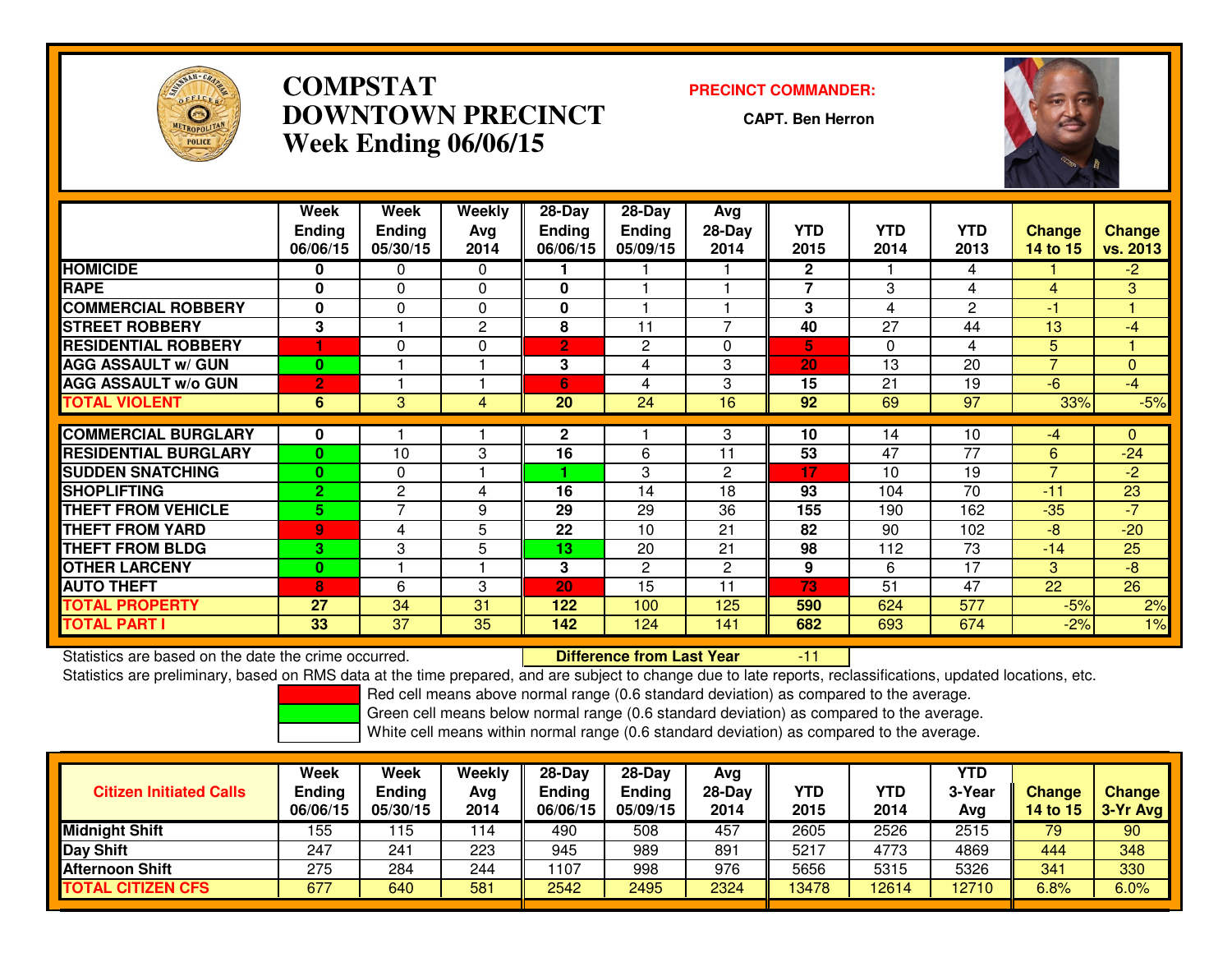# COMPSTAT
# DOWNTOWN PRECINCT
## Week Ending 06/06/15

**PRECINCT COMMANDER:**

**CAPT. Ben Herron**

| | Week Ending 06/06/15 | Week Ending 05/30/15 | Weekly Avg 2014 | 28-Day Ending 06/06/15 | 28-Day Ending 05/09/15 | Avg 28-Day 2014 | YTD 2015 | YTD 2014 | YTD 2013 | Change 14 to 15 | Change vs. 2013 |
|---|---|---|---|---|---|---|---|---|---|---|---|
| HOMICIDE | 0 | 0 | 0 | 1 | 1 | 1 | 2 | 1 | 4 | 1 | -2 |
| RAPE | 0 | 0 | 0 | 0 | 1 | 1 | 7 | 3 | 4 | 4 | 3 |
| COMMERCIAL ROBBERY | 0 | 0 | 0 | 0 | 1 | 1 | 3 | 4 | 2 | -1 | 1 |
| STREET ROBBERY | 3 | 1 | 2 | 8 | 11 | 7 | 40 | 27 | 44 | 13 | -4 |
| RESIDENTIAL ROBBERY | 1 | 0 | 0 | 2 | 2 | 0 | 5 | 0 | 4 | 5 | 1 |
| AGG ASSAULT w/ GUN | 0 | 1 | 1 | 3 | 4 | 3 | 20 | 13 | 20 | 7 | 0 |
| AGG ASSAULT w/o GUN | 2 | 1 | 1 | 6 | 4 | 3 | 15 | 21 | 19 | -6 | -4 |
| TOTAL VIOLENT | 6 | 3 | 4 | 20 | 24 | 16 | 92 | 69 | 97 | 33% | -5% |
| COMMERCIAL BURGLARY | 0 | 1 | 1 | 2 | 1 | 3 | 10 | 14 | 10 | -4 | 0 |
| RESIDENTIAL BURGLARY | 0 | 10 | 3 | 16 | 6 | 11 | 53 | 47 | 77 | 6 | -24 |
| SUDDEN SNATCHING | 0 | 0 | 1 | 1 | 3 | 2 | 17 | 10 | 19 | 7 | -2 |
| SHOPLIFTING | 2 | 2 | 4 | 16 | 14 | 18 | 93 | 104 | 70 | -11 | 23 |
| THEFT FROM VEHICLE | 5 | 7 | 9 | 29 | 29 | 36 | 155 | 190 | 162 | -35 | -7 |
| THEFT FROM YARD | 9 | 4 | 5 | 22 | 10 | 21 | 82 | 90 | 102 | -8 | -20 |
| THEFT FROM BLDG | 3 | 3 | 5 | 13 | 20 | 21 | 98 | 112 | 73 | -14 | 25 |
| OTHER LARCENY | 0 | 1 | 1 | 3 | 2 | 2 | 9 | 6 | 17 | 3 | -8 |
| AUTO THEFT | 8 | 6 | 3 | 20 | 15 | 11 | 73 | 51 | 47 | 22 | 26 |
| TOTAL PROPERTY | 27 | 34 | 31 | 122 | 100 | 125 | 590 | 624 | 577 | -5% | 2% |
| TOTAL PART I | 33 | 37 | 35 | 142 | 124 | 141 | 682 | 693 | 674 | -2% | 1% |

Statistics are based on the date the crime occurred. **Difference from Last Year** -11

Statistics are preliminary, based on RMS data at the time prepared, and are subject to change due to late reports, reclassifications, updated locations, etc.

Red cell means above normal range (0.6 standard deviation) as compared to the average.
Green cell means below normal range (0.6 standard deviation) as compared to the average.
White cell means within normal range (0.6 standard deviation) as compared to the average.

| Citizen Initiated Calls | Week Ending 06/06/15 | Week Ending 05/30/15 | Weekly Avg 2014 | 28-Day Ending 06/06/15 | 28-Day Ending 05/09/15 | Avg 28-Day 2014 | YTD 2015 | YTD 2014 | YTD 3-Year Avg | Change 14 to 15 | Change 3-Yr Avg |
|---|---|---|---|---|---|---|---|---|---|---|---|
| Midnight Shift | 155 | 115 | 114 | 490 | 508 | 457 | 2605 | 2526 | 2515 | 79 | 90 |
| Day Shift | 247 | 241 | 223 | 945 | 989 | 891 | 5217 | 4773 | 4869 | 444 | 348 |
| Afternoon Shift | 275 | 284 | 244 | 1107 | 998 | 976 | 5656 | 5315 | 5326 | 341 | 330 |
| TOTAL CITIZEN CFS | 677 | 640 | 581 | 2542 | 2495 | 2324 | 13478 | 12614 | 12710 | 6.8% | 6.0% |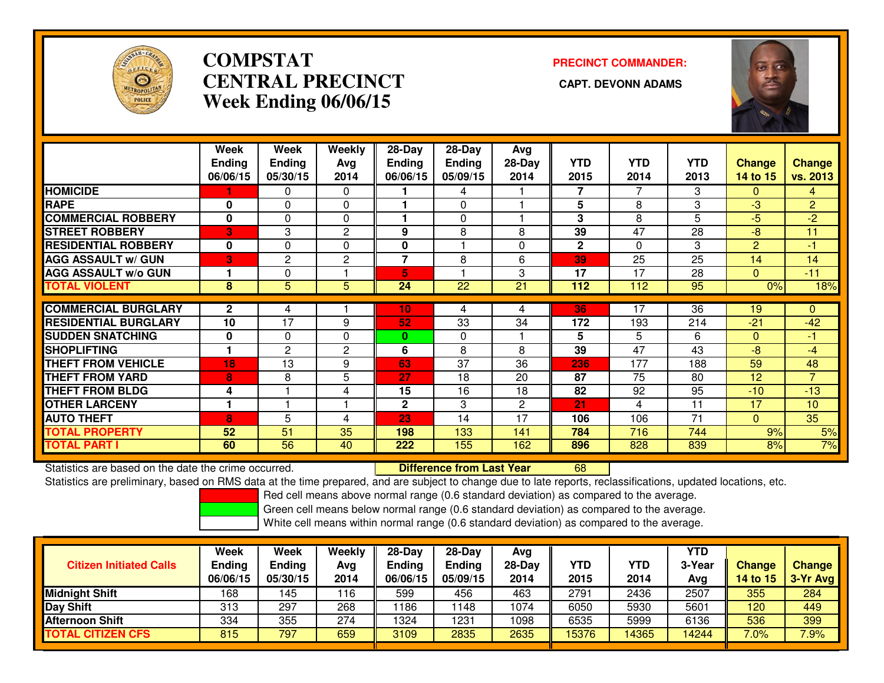# COMPSTAT CENTRAL PRECINCT

## Week Ending 06/06/15

**PRECINCT COMMANDER:**

**CAPT. DEVONN ADAMS**

| | Week Ending 06/06/15 | Week Ending 05/30/15 | Weekly Avg 2014 | 28-Day Ending 06/06/15 | 28-Day Ending 05/09/15 | Avg 28-Day 2014 | YTD 2015 | YTD 2014 | YTD 2013 | Change 14 to 15 | Change vs. 2013 |
|---|---|---|---|---|---|---|---|---|---|---|---|
| HOMICIDE | 1 | 0 | 0 | 1 | 4 | 1 | 7 | 7 | 3 | 0 | 4 |
| RAPE | 0 | 0 | 0 | 1 | 0 | 1 | 5 | 8 | 3 | -3 | 2 |
| COMMERCIAL ROBBERY | 0 | 0 | 0 | 1 | 0 | 1 | 3 | 8 | 5 | -5 | -2 |
| STREET ROBBERY | 3 | 3 | 2 | 9 | 8 | 8 | 39 | 47 | 28 | -8 | 11 |
| RESIDENTIAL ROBBERY | 0 | 0 | 0 | 0 | 1 | 0 | 2 | 0 | 3 | 2 | -1 |
| AGG ASSAULT w/ GUN | 3 | 2 | 2 | 7 | 8 | 6 | 39 | 25 | 25 | 14 | 14 |
| AGG ASSAULT w/o GUN | 1 | 0 | 1 | 5 | 1 | 3 | 17 | 17 | 28 | 0 | -11 |
| TOTAL VIOLENT | 8 | 5 | 5 | 24 | 22 | 21 | 112 | 112 | 95 | 0% | 18% |
| COMMERCIAL BURGLARY | 2 | 4 | 1 | 10 | 4 | 4 | 36 | 17 | 36 | 19 | 0 |
| RESIDENTIAL BURGLARY | 10 | 17 | 9 | 52 | 33 | 34 | 172 | 193 | 214 | -21 | -42 |
| SUDDEN SNATCHING | 0 | 0 | 0 | 0 | 0 | 1 | 5 | 5 | 6 | 0 | -1 |
| SHOPLIFTING | 1 | 2 | 2 | 6 | 8 | 8 | 39 | 47 | 43 | -8 | -4 |
| THEFT FROM VEHICLE | 18 | 13 | 9 | 63 | 37 | 36 | 236 | 177 | 188 | 59 | 48 |
| THEFT FROM YARD | 8 | 8 | 5 | 27 | 18 | 20 | 87 | 75 | 80 | 12 | 7 |
| THEFT FROM BLDG | 4 | 1 | 4 | 15 | 16 | 18 | 82 | 92 | 95 | -10 | -13 |
| OTHER LARCENY | 1 | 1 | 1 | 2 | 3 | 2 | 21 | 4 | 11 | 17 | 10 |
| AUTO THEFT | 8 | 5 | 4 | 23 | 14 | 17 | 106 | 106 | 71 | 0 | 35 |
| TOTAL PROPERTY | 52 | 51 | 35 | 198 | 133 | 141 | 784 | 716 | 744 | 9% | 5% |
| TOTAL PART I | 60 | 56 | 40 | 222 | 155 | 162 | 896 | 828 | 839 | 8% | 7% |

Statistics are based on the date the crime occurred.

**Difference from Last Year** 68

Statistics are preliminary, based on RMS data at the time prepared, and are subject to change due to late reports, reclassifications, updated locations, etc.

Red cell means above normal range (0.6 standard deviation) as compared to the average.
Green cell means below normal range (0.6 standard deviation) as compared to the average.
White cell means within normal range (0.6 standard deviation) as compared to the average.

| Citizen Initiated Calls | Week Ending 06/06/15 | Week Ending 05/30/15 | Weekly Avg 2014 | 28-Day Ending 06/06/15 | 28-Day Ending 05/09/15 | Avg 28-Day 2014 | YTD 2015 | YTD 2014 | YTD 3-Year Avg | Change 14 to 15 | Change 3-Yr Avg |
|---|---|---|---|---|---|---|---|---|---|---|---|
| Midnight Shift | 168 | 145 | 116 | 599 | 456 | 463 | 2791 | 2436 | 2507 | 355 | 284 |
| Day Shift | 313 | 297 | 268 | 1186 | 1148 | 1074 | 6050 | 5930 | 5601 | 120 | 449 |
| Afternoon Shift | 334 | 355 | 274 | 1324 | 1231 | 1098 | 6535 | 5999 | 6136 | 536 | 399 |
| TOTAL CITIZEN CFS | 815 | 797 | 659 | 3109 | 2835 | 2635 | 15376 | 14365 | 14244 | 7.0% | 7.9% |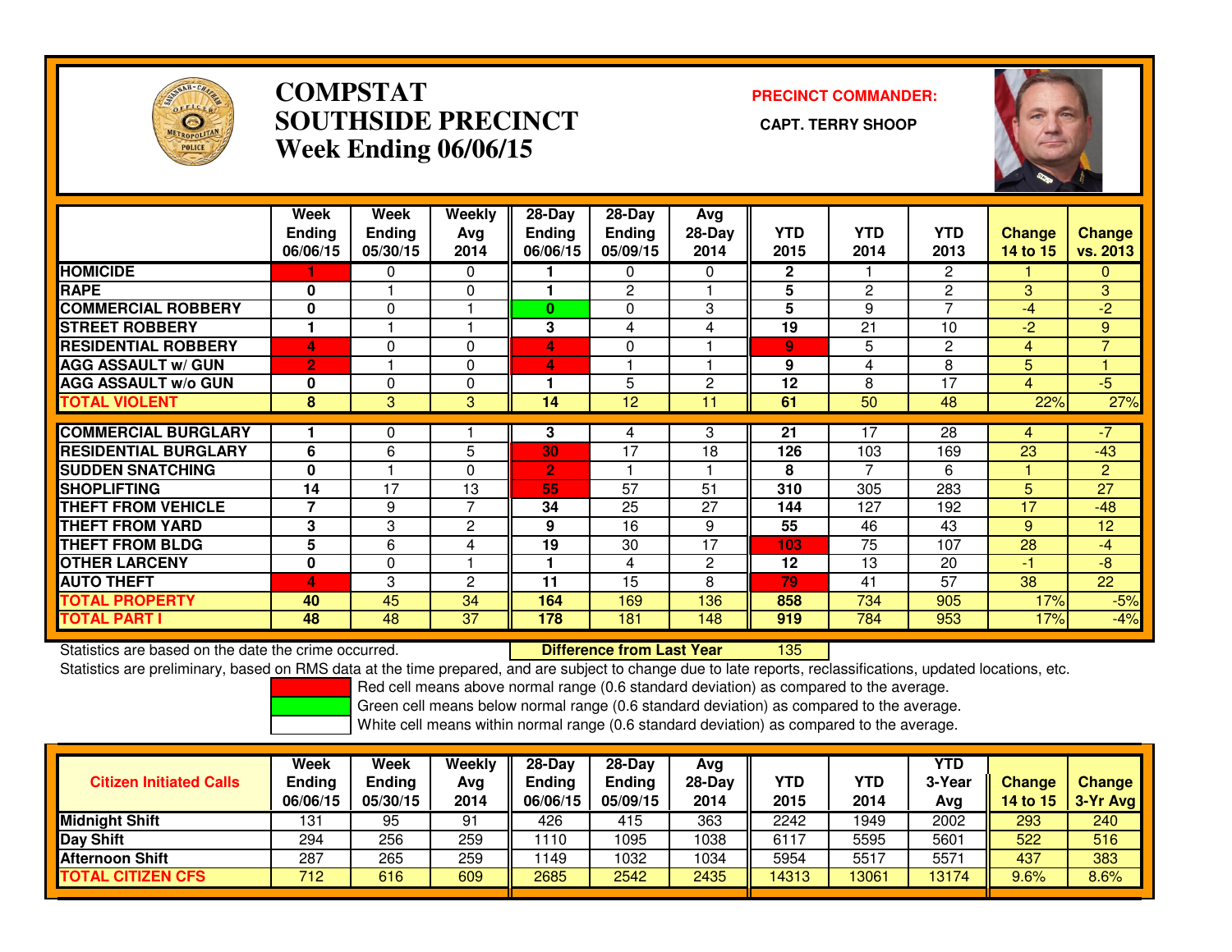# COMPSTAT
# SOUTHSIDE PRECINCT
# Week Ending 06/06/15

**PRECINCT COMMANDER:**

**CAPT. TERRY SHOOP**

| | Week Ending 06/06/15 | Week Ending 05/30/15 | Weekly Avg 2014 | 28-Day Ending 06/06/15 | 28-Day Ending 05/09/15 | Avg 28-Day 2014 | YTD 2015 | YTD 2014 | YTD 2013 | Change 14 to 15 | Change vs. 2013 |
|---|---|---|---|---|---|---|---|---|---|---|---|
| HOMICIDE | 1 | 0 | 0 | 1 | 0 | 0 | 2 | 1 | 2 | 1 | 0 |
| RAPE | 0 | 1 | 0 | 1 | 2 | 1 | 5 | 2 | 2 | 3 | 3 |
| COMMERCIAL ROBBERY | 0 | 0 | 1 | 0 | 0 | 3 | 5 | 9 | 7 | -4 | -2 |
| STREET ROBBERY | 1 | 1 | 1 | 3 | 4 | 4 | 19 | 21 | 10 | -2 | 9 |
| RESIDENTIAL ROBBERY | 4 | 0 | 0 | 4 | 0 | 1 | 9 | 5 | 2 | 4 | 7 |
| AGG ASSAULT w/ GUN | 2 | 1 | 0 | 4 | 1 | 1 | 9 | 4 | 8 | 5 | 1 |
| AGG ASSAULT w/o GUN | 0 | 0 | 0 | 1 | 5 | 2 | 12 | 8 | 17 | 4 | -5 |
| TOTAL VIOLENT | 8 | 3 | 3 | 14 | 12 | 11 | 61 | 50 | 48 | 22% | 27% |
| COMMERCIAL BURGLARY | 1 | 0 | 1 | 3 | 4 | 3 | 21 | 17 | 28 | 4 | -7 |
| RESIDENTIAL BURGLARY | 6 | 6 | 5 | 30 | 17 | 18 | 126 | 103 | 169 | 23 | -43 |
| SUDDEN SNATCHING | 0 | 1 | 0 | 2 | 1 | 1 | 8 | 7 | 6 | 1 | 2 |
| SHOPLIFTING | 14 | 17 | 13 | 55 | 57 | 51 | 310 | 305 | 283 | 5 | 27 |
| THEFT FROM VEHICLE | 7 | 9 | 7 | 34 | 25 | 27 | 144 | 127 | 192 | 17 | -48 |
| THEFT FROM YARD | 3 | 3 | 2 | 9 | 16 | 9 | 55 | 46 | 43 | 9 | 12 |
| THEFT FROM BLDG | 5 | 6 | 4 | 19 | 30 | 17 | 103 | 75 | 107 | 28 | -4 |
| OTHER LARCENY | 0 | 0 | 1 | 1 | 4 | 2 | 12 | 13 | 20 | -1 | -8 |
| AUTO THEFT | 4 | 3 | 2 | 11 | 15 | 8 | 79 | 41 | 57 | 38 | 22 |
| TOTAL PROPERTY | 40 | 45 | 34 | 164 | 169 | 136 | 858 | 734 | 905 | 17% | -5% |
| TOTAL PART I | 48 | 48 | 37 | 178 | 181 | 148 | 919 | 784 | 953 | 17% | -4% |

Statistics are based on the date the crime occurred. **Difference from Last Year** 135

Statistics are preliminary, based on RMS data at the time prepared, and are subject to change due to late reports, reclassifications, updated locations, etc.

Red cell means above normal range (0.6 standard deviation) as compared to the average.
Green cell means below normal range (0.6 standard deviation) as compared to the average.
White cell means within normal range (0.6 standard deviation) as compared to the average.

| Citizen Initiated Calls | Week Ending 06/06/15 | Week Ending 05/30/15 | Weekly Avg 2014 | 28-Day Ending 06/06/15 | 28-Day Ending 05/09/15 | Avg 28-Day 2014 | YTD 2015 | YTD 2014 | YTD 3-Year Avg | Change 14 to 15 | Change 3-Yr Avg |
|---|---|---|---|---|---|---|---|---|---|---|---|
| Midnight Shift | 131 | 95 | 91 | 426 | 415 | 363 | 2242 | 1949 | 2002 | 293 | 240 |
| Day Shift | 294 | 256 | 259 | 1110 | 1095 | 1038 | 6117 | 5595 | 5601 | 522 | 516 |
| Afternoon Shift | 287 | 265 | 259 | 1149 | 1032 | 1034 | 5954 | 5517 | 5571 | 437 | 383 |
| TOTAL CITIZEN CFS | 712 | 616 | 609 | 2685 | 2542 | 2435 | 14313 | 13061 | 13174 | 9.6% | 8.6% |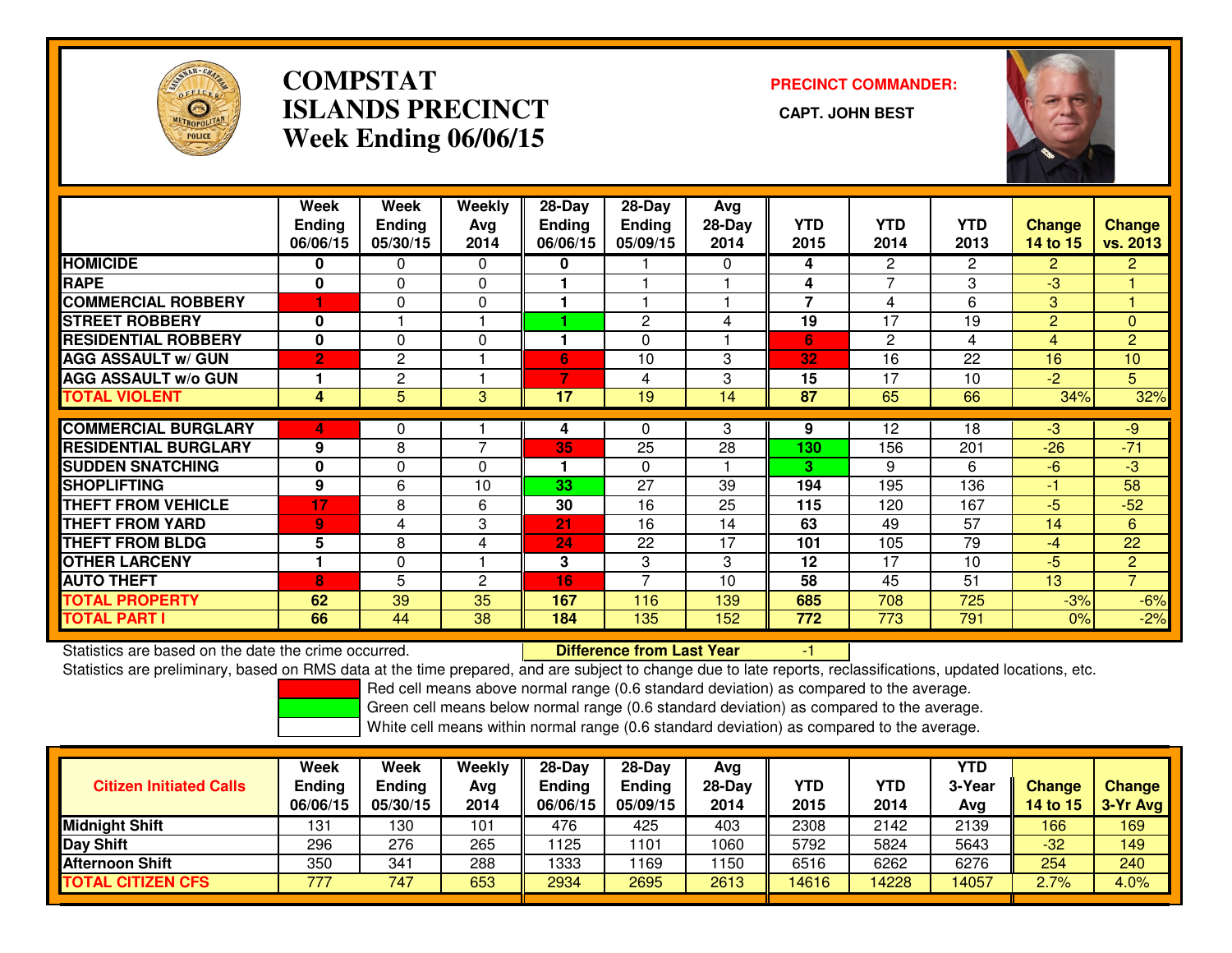# COMPSTAT ISLANDS PRECINCT Week Ending 06/06/15

**PRECINCT COMMANDER:**

**CAPT. JOHN BEST**

| | Week Ending 06/06/15 | Week Ending 05/30/15 | Weekly Avg 2014 | 28-Day Ending 06/06/15 | 28-Day Ending 05/09/15 | Avg 28-Day 2014 | YTD 2015 | YTD 2014 | YTD 2013 | Change 14 to 15 | Change vs. 2013 |
|---|---|---|---|---|---|---|---|---|---|---|---|
| HOMICIDE | 0 | 0 | 0 | 0 | 1 | 0 | 4 | 2 | 2 | 2 | 2 |
| RAPE | 0 | 0 | 0 | 1 | 1 | 1 | 4 | 7 | 3 | -3 | 1 |
| COMMERCIAL ROBBERY | 1 | 0 | 0 | 1 | 1 | 1 | 7 | 4 | 6 | 3 | 1 |
| STREET ROBBERY | 0 | 1 | 1 | 1 | 2 | 4 | 19 | 17 | 19 | 2 | 0 |
| RESIDENTIAL ROBBERY | 0 | 0 | 0 | 1 | 0 | 1 | 6 | 2 | 4 | 4 | 2 |
| AGG ASSAULT w/ GUN | 2 | 2 | 1 | 6 | 10 | 3 | 32 | 16 | 22 | 16 | 10 |
| AGG ASSAULT w/o GUN | 1 | 2 | 1 | 7 | 4 | 3 | 15 | 17 | 10 | -2 | 5 |
| TOTAL VIOLENT | 4 | 5 | 3 | 17 | 19 | 14 | 87 | 65 | 66 | 34% | 32% |
| COMMERCIAL BURGLARY | 4 | 0 | 1 | 4 | 0 | 3 | 9 | 12 | 18 | -3 | -9 |
| RESIDENTIAL BURGLARY | 9 | 8 | 7 | 35 | 25 | 28 | 130 | 156 | 201 | -26 | -71 |
| SUDDEN SNATCHING | 0 | 0 | 0 | 1 | 0 | 1 | 3 | 9 | 6 | -6 | -3 |
| SHOPLIFTING | 9 | 6 | 10 | 33 | 27 | 39 | 194 | 195 | 136 | -1 | 58 |
| THEFT FROM VEHICLE | 17 | 8 | 6 | 30 | 16 | 25 | 115 | 120 | 167 | -5 | -52 |
| THEFT FROM YARD | 9 | 4 | 3 | 21 | 16 | 14 | 63 | 49 | 57 | 14 | 6 |
| THEFT FROM BLDG | 5 | 8 | 4 | 24 | 22 | 17 | 101 | 105 | 79 | -4 | 22 |
| OTHER LARCENY | 1 | 0 | 1 | 3 | 3 | 3 | 12 | 17 | 10 | -5 | 2 |
| AUTO THEFT | 8 | 5 | 2 | 16 | 7 | 10 | 58 | 45 | 51 | 13 | 7 |
| TOTAL PROPERTY | 62 | 39 | 35 | 167 | 116 | 139 | 685 | 708 | 725 | -3% | -6% |
| TOTAL PART I | 66 | 44 | 38 | 184 | 135 | 152 | 772 | 773 | 791 | 0% | -2% |

Statistics are based on the date the crime occurred. **Difference from Last Year** -1

Statistics are preliminary, based on RMS data at the time prepared, and are subject to change due to late reports, reclassifications, updated locations, etc.

Red cell means above normal range (0.6 standard deviation) as compared to the average.

Green cell means below normal range (0.6 standard deviation) as compared to the average.

White cell means within normal range (0.6 standard deviation) as compared to the average.

| Citizen Initiated Calls | Week Ending 06/06/15 | Week Ending 05/30/15 | Weekly Avg 2014 | 28-Day Ending 06/06/15 | 28-Day Ending 05/09/15 | Avg 28-Day 2014 | YTD 2015 | YTD 2014 | YTD 3-Year Avg | Change 14 to 15 | Change 3-Yr Avg |
|---|---|---|---|---|---|---|---|---|---|---|---|
| Midnight Shift | 131 | 130 | 101 | 476 | 425 | 403 | 2308 | 2142 | 2139 | 166 | 169 |
| Day Shift | 296 | 276 | 265 | 1125 | 1101 | 1060 | 5792 | 5824 | 5643 | -32 | 149 |
| Afternoon Shift | 350 | 341 | 288 | 1333 | 1169 | 1150 | 6516 | 6262 | 6276 | 254 | 240 |
| TOTAL CITIZEN CFS | 777 | 747 | 653 | 2934 | 2695 | 2613 | 14616 | 14228 | 14057 | 2.7% | 4.0% |